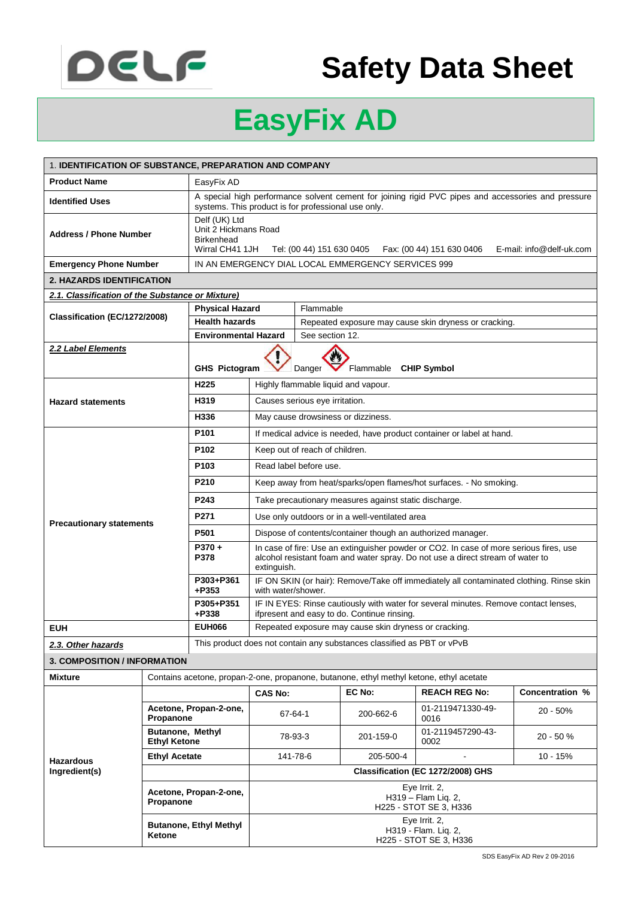DELF

# Safety Data Sheet

# EasyFix AD

| 1. **IDENTIFICATION OF SUBSTANCE, PREPARATION AND COMPANY** | |
|---|---|
| **Product Name** | EasyFix AD |
| **Identified Uses** | A special high performance solvent cement for joining rigid PVC pipes and accessories and pressure systems. This product is for professional use only. |
| **Address / Phone Number** | Delf (UK) Ltd<br>Unit 2 Hickmans Road<br>Birkenhead<br>Wirral CH41 1JH Tel: (00 44) 151 630 0405 Fax: (00 44) 151 630 0406 E-mail: info@delf-uk.com |
| **Emergency Phone Number** | IN AN EMERGENCY DIAL LOCAL EMMERGENCY SERVICES 999 |

## 2. HAZARDS IDENTIFICATION

***2.1. Classification of the Substance or Mixture)***

| | | |
|---|---|---|
| **Classification (EC/1272/2008)** | **Physical Hazard** | Flammable |
| | **Health hazards** | Repeated exposure may cause skin dryness or cracking. |
| | **Environmental Hazard** | See section 12. |
| ***2.2 Label Elements*** | **GHS Pictogram** Danger Flammable **CHIP Symbol** | |

| | | |
|---|---|---|
| **Hazard statements** | **H225** | Highly flammable liquid and vapour. |
| | **H319** | Causes serious eye irritation. |
| | **H336** | May cause drowsiness or dizziness. |
| **Precautionary statements** | **P101** | If medical advice is needed, have product container or label at hand. |
| | **P102** | Keep out of reach of children. |
| | **P103** | Read label before use. |
| | **P210** | Keep away from heat/sparks/open flames/hot surfaces. - No smoking. |
| | **P243** | Take precautionary measures against static discharge. |
| | **P271** | Use only outdoors or in a well-ventilated area |
| | **P501** | Dispose of contents/container though an authorized manager. |
| | **P370 + P378** | In case of fire: Use an extinguisher powder or CO2. In case of more serious fires, use alcohol resistant foam and water spray. Do not use a direct stream of water to extinguish. |
| | **P303+P361 +P353** | IF ON SKIN (or hair): Remove/Take off immediately all contaminated clothing. Rinse skin with water/shower. |
| | **P305+P351 +P338** | IF IN EYES: Rinse cautiously with water for several minutes. Remove contact lenses, ifpresent and easy to do. Continue rinsing. |
| **EUH** | **EUH066** | Repeated exposure may cause skin dryness or cracking. |
| ***2.3. Other hazards*** | This product does not contain any substances classified as PBT or vPvB | |

## 3. COMPOSITION / INFORMATION

**Mixture**: Contains acetone, propan-2-one, propanone, butanone, ethyl methyl ketone, ethyl acetate

| | | CAS No: | EC No: | REACH REG No: | Concentration % |
|---|---|---|---|---|---|
| **Hazardous Ingredient(s)** | **Acetone, Propan-2-one, Propanone** | 67-64-1 | 200-662-6 | 01-2119471330-49-0016 | 20 - 50% |
| | **Butanone, Methyl Ethyl Ketone** | 78-93-3 | 201-159-0 | 01-2119457290-43-0002 | 20 - 50 % |
| | **Ethyl Acetate** | 141-78-6 | 205-500-4 | - | 10 - 15% |
| | | **Classification (EC 1272/2008) GHS** | | | |
| | **Acetone, Propan-2-one, Propanone** | Eye Irrit. 2, H319 – Flam Liq. 2, H225 - STOT SE 3, H336 | | | |
| | **Butanone, Ethyl Methyl Ketone** | Eye Irrit. 2, H319 - Flam. Liq. 2, H225 - STOT SE 3, H336 | | | |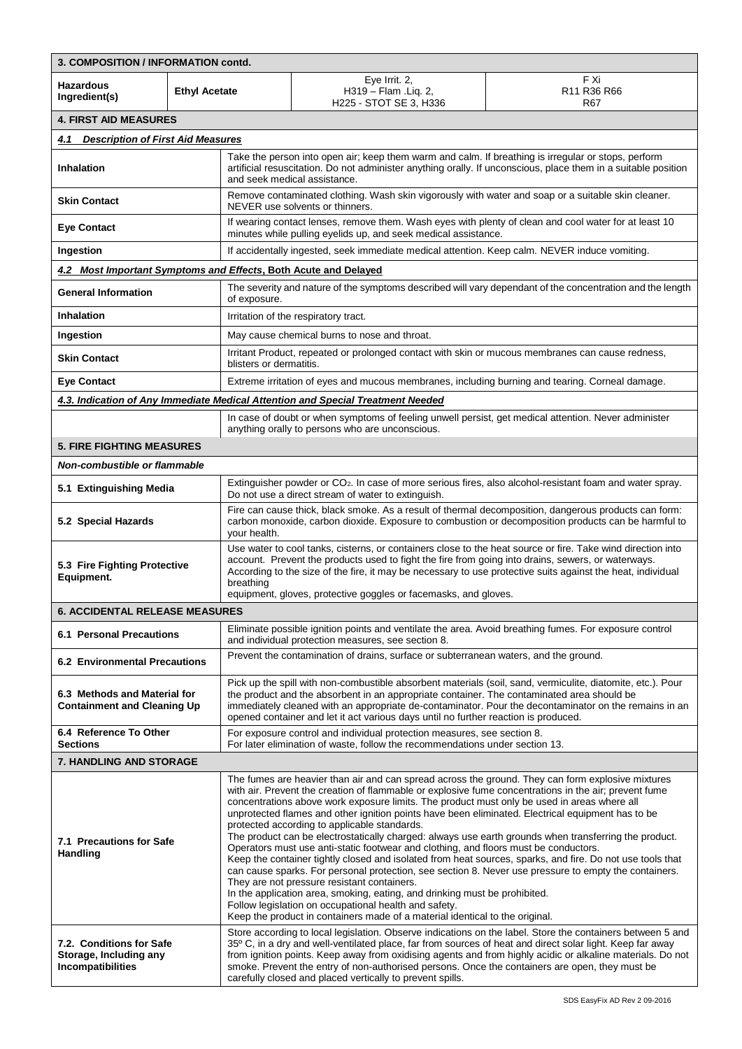| 3. COMPOSITION / INFORMATION contd. | | | |
| --- | --- | --- | --- |
| **Hazardous Ingredient(s)** | **Ethyl Acetate** | Eye Irrit. 2, H319 – Flam .Liq. 2, H225 - STOT SE 3, H336 | F Xi R11 R36 R66 R67 |

## 4. FIRST AID MEASURES

### 4.1 Description of First Aid Measures

| | |
| --- | --- |
| **Inhalation** | Take the person into open air; keep them warm and calm. If breathing is irregular or stops, perform artificial resuscitation. Do not administer anything orally. If unconscious, place them in a suitable position and seek medical assistance. |
| **Skin Contact** | Remove contaminated clothing. Wash skin vigorously with water and soap or a suitable skin cleaner. NEVER use solvents or thinners. |
| **Eye Contact** | If wearing contact lenses, remove them. Wash eyes with plenty of clean and cool water for at least 10 minutes while pulling eyelids up, and seek medical assistance. |
| **Ingestion** | If accidentally ingested, seek immediate medical attention. Keep calm. NEVER induce vomiting. |

### 4.2 Most Important Symptoms and Effects, Both Acute and Delayed

| | |
| --- | --- |
| **General Information** | The severity and nature of the symptoms described will vary dependant of the concentration and the length of exposure. |
| **Inhalation** | Irritation of the respiratory tract. |
| **Ingestion** | May cause chemical burns to nose and throat. |
| **Skin Contact** | Irritant Product, repeated or prolonged contact with skin or mucous membranes can cause redness, blisters or dermatitis. |
| **Eye Contact** | Extreme irritation of eyes and mucous membranes, including burning and tearing. Corneal damage. |

### 4.3. Indication of Any Immediate Medical Attention and Special Treatment Needed

In case of doubt or when symptoms of feeling unwell persist, get medical attention. Never administer anything orally to persons who are unconscious.

## 5. FIRE FIGHTING MEASURES

***Non-combustible or flammable***

| | |
| --- | --- |
| **5.1 Extinguishing Media** | Extinguisher powder or $CO_2$. In case of more serious fires, also alcohol-resistant foam and water spray. Do not use a direct stream of water to extinguish. |
| **5.2 Special Hazards** | Fire can cause thick, black smoke. As a result of thermal decomposition, dangerous products can form: carbon monoxide, carbon dioxide. Exposure to combustion or decomposition products can be harmful to your health. |
| **5.3 Fire Fighting Protective Equipment.** | Use water to cool tanks, cisterns, or containers close to the heat source or fire. Take wind direction into account. Prevent the products used to fight the fire from going into drains, sewers, or waterways. According to the size of the fire, it may be necessary to use protective suits against the heat, individual breathing equipment, gloves, protective goggles or facemasks, and gloves. |

## 6. ACCIDENTAL RELEASE MEASURES

| | |
| --- | --- |
| **6.1 Personal Precautions** | Eliminate possible ignition points and ventilate the area. Avoid breathing fumes. For exposure control and individual protection measures, see section 8. |
| **6.2 Environmental Precautions** | Prevent the contamination of drains, surface or subterranean waters, and the ground. |
| **6.3 Methods and Material for Containment and Cleaning Up** | Pick up the spill with non-combustible absorbent materials (soil, sand, vermiculite, diatomite, etc.). Pour the product and the absorbent in an appropriate container. The contaminated area should be immediately cleaned with an appropriate de-contaminator. Pour the decontaminator on the remains in an opened container and let it act various days until no further reaction is produced. |
| **6.4 Reference To Other Sections** | For exposure control and individual protection measures, see section 8. For later elimination of waste, follow the recommendations under section 13. |

## 7. HANDLING AND STORAGE

| | |
| --- | --- |
| **7.1 Precautions for Safe Handling** | The fumes are heavier than air and can spread across the ground. They can form explosive mixtures with air. Prevent the creation of flammable or explosive fume concentrations in the air; prevent fume concentrations above work exposure limits. The product must only be used in areas where all unprotected flames and other ignition points have been eliminated. Electrical equipment has to be protected according to applicable standards. The product can be electrostatically charged: always use earth grounds when transferring the product. Operators must use anti-static footwear and clothing, and floors must be conductors. Keep the container tightly closed and isolated from heat sources, sparks, and fire. Do not use tools that can cause sparks. For personal protection, see section 8. Never use pressure to empty the containers. They are not pressure resistant containers. In the application area, smoking, eating, and drinking must be prohibited. Follow legislation on occupational health and safety. Keep the product in containers made of a material identical to the original. |
| **7.2. Conditions for Safe Storage, Including any Incompatibilities** | Store according to local legislation. Observe indications on the label. Store the containers between 5 and 35º C, in a dry and well-ventilated place, far from sources of heat and direct solar light. Keep far away from ignition points. Keep away from oxidising agents and from highly acidic or alkaline materials. Do not smoke. Prevent the entry of non-authorised persons. Once the containers are open, they must be carefully closed and placed vertically to prevent spills. |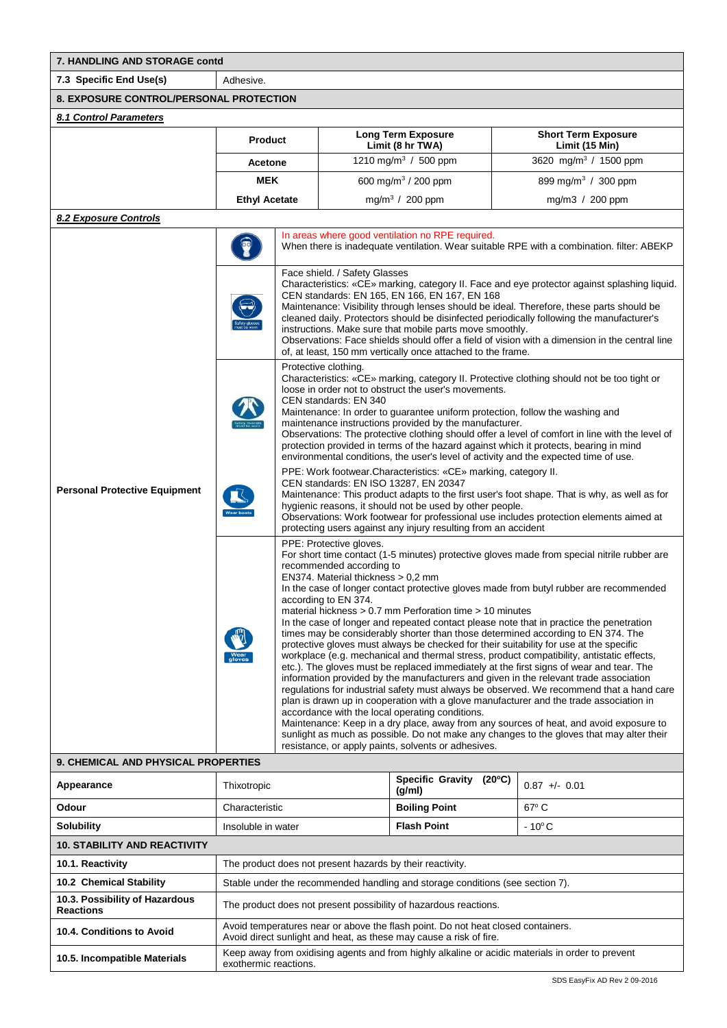## 7. HANDLING AND STORAGE contd

| 7.3 Specific End Use(s) | Adhesive. |
|---|---|

## 8. EXPOSURE CONTROL/PERSONAL PROTECTION

***8.1 Control Parameters***

| Product | Long Term Exposure Limit (8 hr TWA) | Short Term Exposure Limit (15 Min) |
|---|---|---|
| Acetone | 1210 mg/m$^3$ / 500 ppm | 3620 mg/m$^3$ / 1500 ppm |
| MEK | 600 mg/m$^3$ / 200 ppm | 899 mg/m$^3$ / 300 ppm |
| Ethyl Acetate | mg/m$^3$ / 200 ppm | mg/m3 / 200 ppm |

***8.2 Exposure Controls***

**Personal Protective Equipment**

In areas where good ventilation no RPE required.
When there is inadequate ventilation. Wear suitable RPE with a combination. filter: ABEKP

Face shield. / Safety Glasses
Characteristics: «CE» marking, category II. Face and eye protector against splashing liquid.
CEN standards: EN 165, EN 166, EN 167, EN 168
Maintenance: Visibility through lenses should be ideal. Therefore, these parts should be cleaned daily. Protectors should be disinfected periodically following the manufacturer's instructions. Make sure that mobile parts move smoothly.
Observations: Face shields should offer a field of vision with a dimension in the central line of, at least, 150 mm vertically once attached to the frame.

Protective clothing.
Characteristics: «CE» marking, category II. Protective clothing should not be too tight or loose in order not to obstruct the user's movements.
CEN standards: EN 340
Maintenance: In order to guarantee uniform protection, follow the washing and maintenance instructions provided by the manufacturer.
Observations: The protective clothing should offer a level of comfort in line with the level of protection provided in terms of the hazard against which it protects, bearing in mind environmental conditions, the user's level of activity and the expected time of use.

PPE: Work footwear.Characteristics: «CE» marking, category II.
CEN standards: EN ISO 13287, EN 20347
Maintenance: This product adapts to the first user's foot shape. That is why, as well as for hygienic reasons, it should not be used by other people.
Observations: Work footwear for professional use includes protection elements aimed at protecting users against any injury resulting from an accident

PPE: Protective gloves.
For short time contact (1-5 minutes) protective gloves made from special nitrile rubber are recommended according to
EN374. Material thickness > 0,2 mm
In the case of longer contact protective gloves made from butyl rubber are recommended according to EN 374.
material hickness > 0.7 mm Perforation time > 10 minutes
In the case of longer and repeated contact please note that in practice the penetration times may be considerably shorter than those determined according to EN 374. The protective gloves must always be checked for their suitability for use at the specific workplace (e.g. mechanical and thermal stress, product compatibility, antistatic effects, etc.). The gloves must be replaced immediately at the first signs of wear and tear. The information provided by the manufacturers and given in the relevant trade association regulations for industrial safety must always be observed. We recommend that a hand care plan is drawn up in cooperation with a glove manufacturer and the trade association in accordance with the local operating conditions.
Maintenance: Keep in a dry place, away from any sources of heat, and avoid exposure to sunlight as much as possible. Do not make any changes to the gloves that may alter their resistance, or apply paints, solvents or adhesives.

## 9. CHEMICAL AND PHYSICAL PROPERTIES

| Appearance | Thixotropic | Specific Gravity (20ºC) (g/ml) | 0.87 +/- 0.01 |
|---|---|---|---|
| Odour | Characteristic | Boiling Point | 67º C |
| Solubility | Insoluble in water | Flash Point | - 10º C |

## 10. STABILITY AND REACTIVITY

| 10.1. Reactivity | The product does not present hazards by their reactivity. |
|---|---|
| 10.2 Chemical Stability | Stable under the recommended handling and storage conditions (see section 7). |
| 10.3. Possibility of Hazardous Reactions | The product does not present possibility of hazardous reactions. |
| 10.4. Conditions to Avoid | Avoid temperatures near or above the flash point. Do not heat closed containers. Avoid direct sunlight and heat, as these may cause a risk of fire. |
| 10.5. Incompatible Materials | Keep away from oxidising agents and from highly alkaline or acidic materials in order to prevent exothermic reactions. |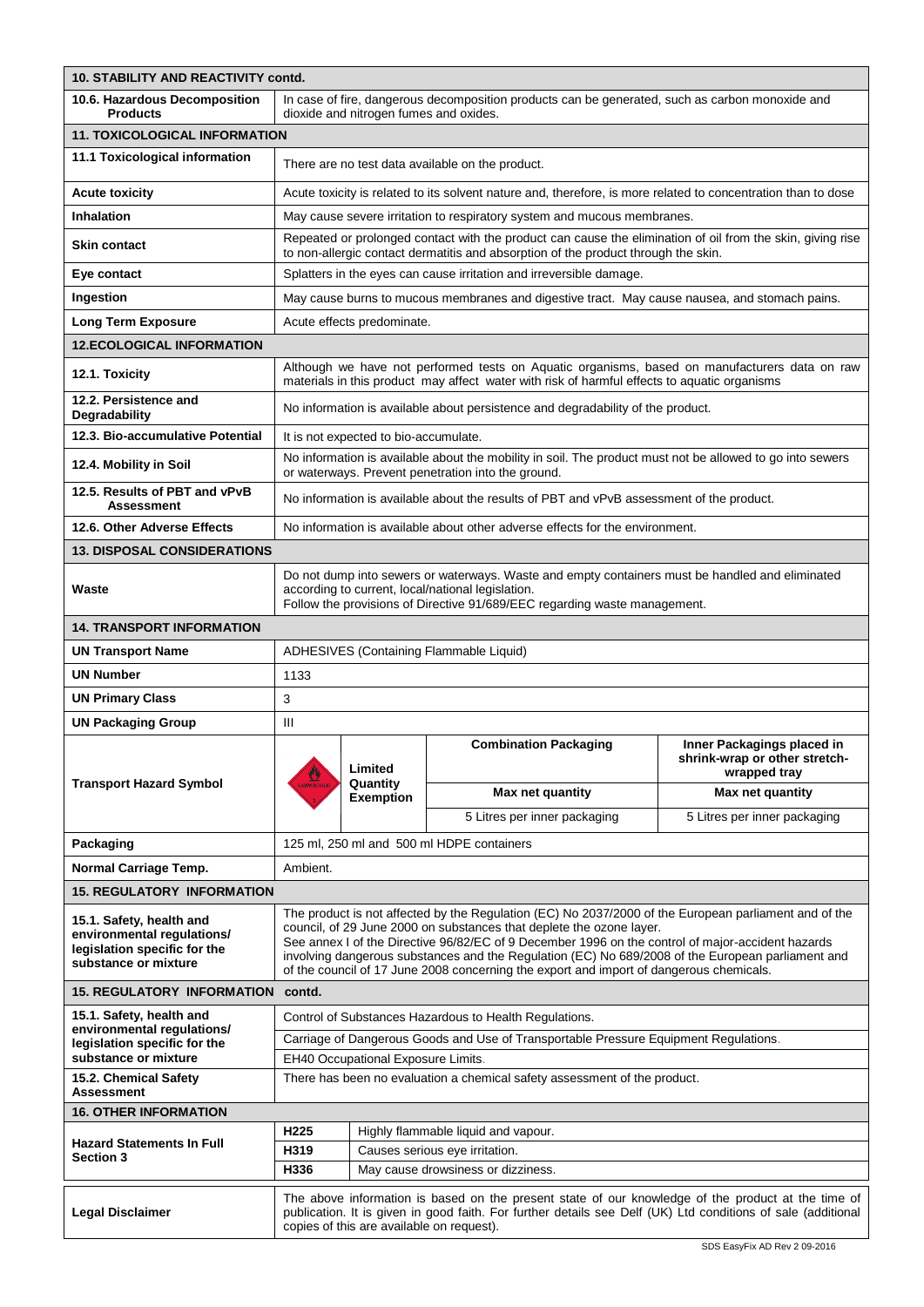| **10. STABILITY AND REACTIVITY contd.** | |
|---|---|
| **10.6. Hazardous Decomposition Products** | In case of fire, dangerous decomposition products can be generated, such as carbon monoxide and dioxide and nitrogen fumes and oxides. |
| **11. TOXICOLOGICAL INFORMATION** | |
| **11.1 Toxicological information** | There are no test data available on the product. |
| **Acute toxicity** | Acute toxicity is related to its solvent nature and, therefore, is more related to concentration than to dose |
| **Inhalation** | May cause severe irritation to respiratory system and mucous membranes. |
| **Skin contact** | Repeated or prolonged contact with the product can cause the elimination of oil from the skin, giving rise to non-allergic contact dermatitis and absorption of the product through the skin. |
| **Eye contact** | Splatters in the eyes can cause irritation and irreversible damage. |
| **Ingestion** | May cause burns to mucous membranes and digestive tract. May cause nausea, and stomach pains. |
| **Long Term Exposure** | Acute effects predominate. |
| **12.ECOLOGICAL INFORMATION** | |
| **12.1. Toxicity** | Although we have not performed tests on Aquatic organisms, based on manufacturers data on raw materials in this product may affect water with risk of harmful effects to aquatic organisms |
| **12.2. Persistence and Degradability** | No information is available about persistence and degradability of the product. |
| **12.3. Bio-accumulative Potential** | It is not expected to bio-accumulate. |
| **12.4. Mobility in Soil** | No information is available about the mobility in soil. The product must not be allowed to go into sewers or waterways. Prevent penetration into the ground. |
| **12.5. Results of PBT and vPvB Assessment** | No information is available about the results of PBT and vPvB assessment of the product. |
| **12.6. Other Adverse Effects** | No information is available about other adverse effects for the environment. |
| **13. DISPOSAL CONSIDERATIONS** | |
| **Waste** | Do not dump into sewers or waterways. Waste and empty containers must be handled and eliminated according to current, local/national legislation.<br>Follow the provisions of Directive 91/689/EEC regarding waste management. |

| **14. TRANSPORT INFORMATION** | | | | |
|---|---|---|---|---|
| **UN Transport Name** | ADHESIVES (Containing Flammable Liquid) | | | |
| **UN Number** | 1133 | | | |
| **UN Primary Class** | 3 | | | |
| **UN Packaging Group** | III | | | |
| **Transport Hazard Symbol** | | **Limited Quantity Exemption** | **Combination Packaging** | **Inner Packagings placed in shrink-wrap or other stretch-wrapped tray** |
| | | | **Max net quantity** | **Max net quantity** |
| | | | 5 Litres per inner packaging | 5 Litres per inner packaging |
| **Packaging** | 125 ml, 250 ml and 500 ml HDPE containers | | | |
| **Normal Carriage Temp.** | Ambient. | | | |

| **15. REGULATORY INFORMATION** | |
|---|---|
| **15.1. Safety, health and environmental regulations/ legislation specific for the substance or mixture** | The product is not affected by the Regulation (EC) No 2037/2000 of the European parliament and of the council, of 29 June 2000 on substances that deplete the ozone layer.<br>See annex I of the Directive 96/82/EC of 9 December 1996 on the control of major-accident hazards involving dangerous substances and the Regulation (EC) No 689/2008 of the European parliament and of the council of 17 June 2008 concerning the export and import of dangerous chemicals. |
| **15. REGULATORY INFORMATION contd.** | |
| **15.1. Safety, health and environmental regulations/ legislation specific for the substance or mixture** | Control of Substances Hazardous to Health Regulations.<br>Carriage of Dangerous Goods and Use of Transportable Pressure Equipment Regulations.<br>EH40 Occupational Exposure Limits. |
| **15.2. Chemical Safety Assessment** | There has been no evaluation a chemical safety assessment of the product. |

| **16. OTHER INFORMATION** | | |
|---|---|---|
| **Hazard Statements In Full Section 3** | **H225** | Highly flammable liquid and vapour. |
| | **H319** | Causes serious eye irritation. |
| | **H336** | May cause drowsiness or dizziness. |
| **Legal Disclaimer** | The above information is based on the present state of our knowledge of the product at the time of publication. It is given in good faith. For further details see Delf (UK) Ltd conditions of sale (additional copies of this are available on request). | |

SDS EasyFix AD Rev 2 09-2016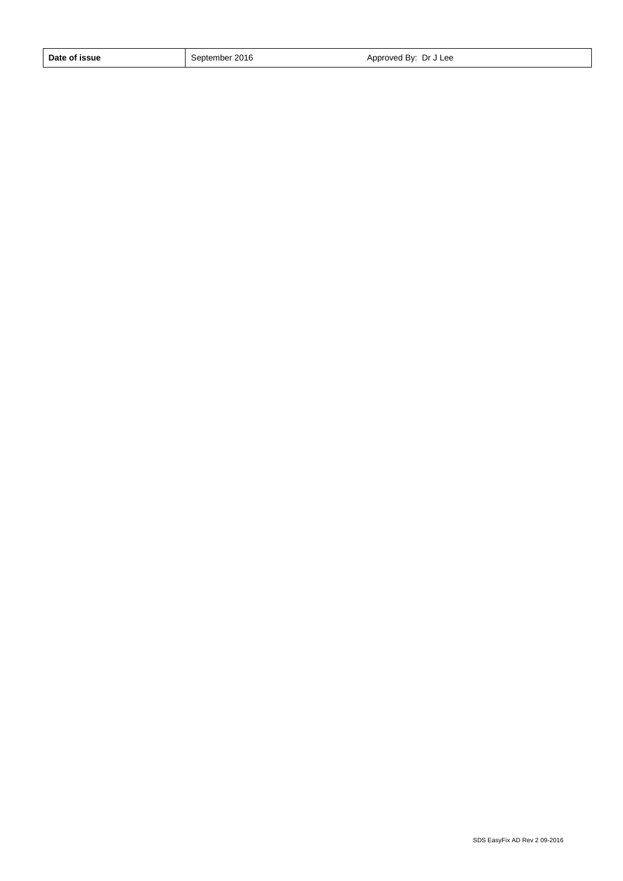| | | |
|---|---|---|
| **Date of issue** | September 2016 | Approved By: Dr J Lee |